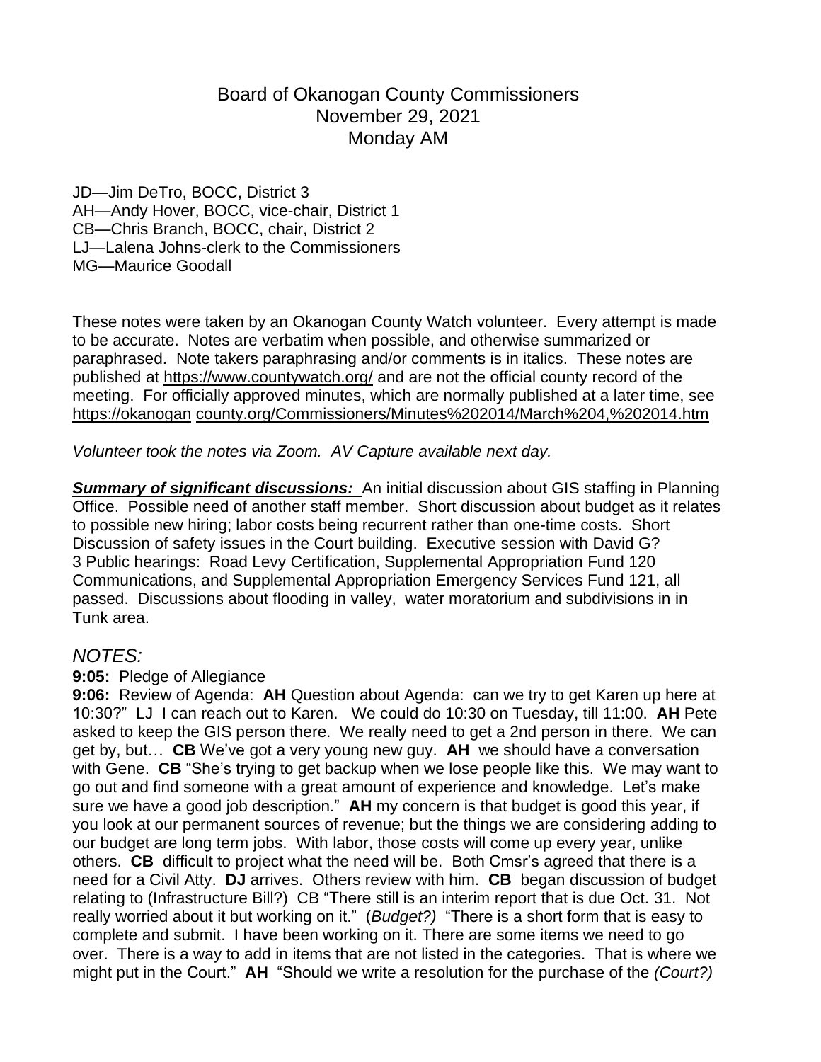# Board of Okanogan County Commissioners
## November 29, 2021
## Monday AM

JD—Jim DeTro, BOCC, District 3
AH—Andy Hover, BOCC, vice-chair, District 1
CB—Chris Branch, BOCC, chair, District 2
LJ—Lalena Johns-clerk to the Commissioners
MG—Maurice Goodall

These notes were taken by an Okanogan County Watch volunteer. Every attempt is made to be accurate. Notes are verbatim when possible, and otherwise summarized or paraphrased. Note takers paraphrasing and/or comments is in italics. These notes are published at https://www.countywatch.org/ and are not the official county record of the meeting. For officially approved minutes, which are normally published at a later time, see https://okanogan county.org/Commissioners/Minutes%202014/March%204,%202014.htm

*Volunteer took the notes via Zoom. AV Capture available next day.*

***Summary of significant discussions:*** An initial discussion about GIS staffing in Planning Office. Possible need of another staff member. Short discussion about budget as it relates to possible new hiring; labor costs being recurrent rather than one-time costs. Short Discussion of safety issues in the Court building. Executive session with David G? 3 Public hearings: Road Levy Certification, Supplemental Appropriation Fund 120 Communications, and Supplemental Appropriation Emergency Services Fund 121, all passed. Discussions about flooding in valley, water moratorium and subdivisions in in Tunk area.

## *NOTES:*

**9:05:** Pledge of Allegiance

**9:06:** Review of Agenda: **AH** Question about Agenda: can we try to get Karen up here at 10:30?" LJ I can reach out to Karen. We could do 10:30 on Tuesday, till 11:00. **AH** Pete asked to keep the GIS person there. We really need to get a 2nd person in there. We can get by, but… **CB** We've got a very young new guy. **AH** we should have a conversation with Gene. **CB** "She's trying to get backup when we lose people like this. We may want to go out and find someone with a great amount of experience and knowledge. Let's make sure we have a good job description." **AH** my concern is that budget is good this year, if you look at our permanent sources of revenue; but the things we are considering adding to our budget are long term jobs. With labor, those costs will come up every year, unlike others. **CB** difficult to project what the need will be. Both Cmsr's agreed that there is a need for a Civil Atty. **DJ** arrives. Others review with him. **CB** began discussion of budget relating to (Infrastructure Bill?) CB "There still is an interim report that is due Oct. 31. Not really worried about it but working on it." (*Budget?)* "There is a short form that is easy to complete and submit. I have been working on it. There are some items we need to go over. There is a way to add in items that are not listed in the categories. That is where we might put in the Court." **AH** "Should we write a resolution for the purchase of the *(Court?)*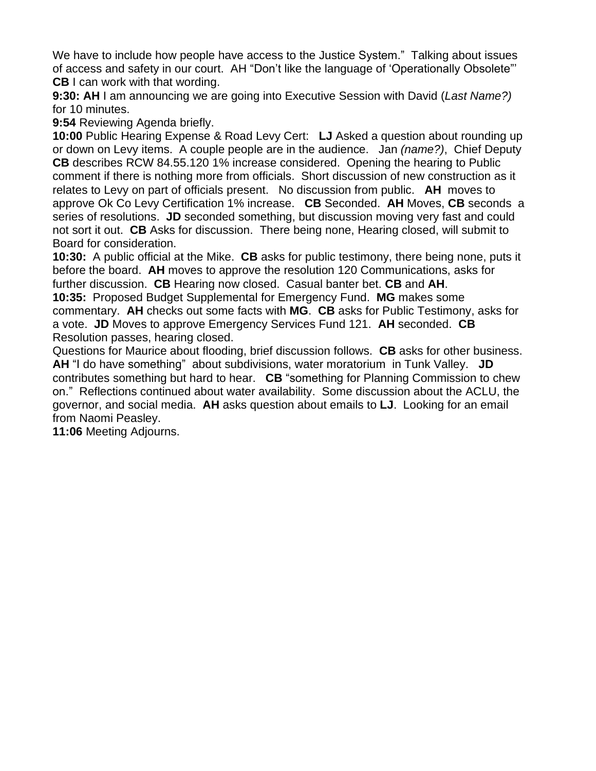We have to include how people have access to the Justice System." Talking about issues of access and safety in our court. AH "Don't like the language of 'Operationally Obsolete"' **CB** I can work with that wording.

**9:30: AH** I am announcing we are going into Executive Session with David (*Last Name?)* for 10 minutes.

**9:54** Reviewing Agenda briefly.

**10:00** Public Hearing Expense & Road Levy Cert: **LJ** Asked a question about rounding up or down on Levy items. A couple people are in the audience. Jan *(name?)*, Chief Deputy **CB** describes RCW 84.55.120 1% increase considered. Opening the hearing to Public comment if there is nothing more from officials. Short discussion of new construction as it relates to Levy on part of officials present. No discussion from public. **AH** moves to approve Ok Co Levy Certification 1% increase. **CB** Seconded. **AH** Moves, **CB** seconds a series of resolutions. **JD** seconded something, but discussion moving very fast and could not sort it out. **CB** Asks for discussion. There being none, Hearing closed, will submit to Board for consideration.

**10:30:** A public official at the Mike. **CB** asks for public testimony, there being none, puts it before the board. **AH** moves to approve the resolution 120 Communications, asks for further discussion. **CB** Hearing now closed. Casual banter bet. **CB** and **AH**.

**10:35:** Proposed Budget Supplemental for Emergency Fund. **MG** makes some commentary. **AH** checks out some facts with **MG**. **CB** asks for Public Testimony, asks for a vote. **JD** Moves to approve Emergency Services Fund 121. **AH** seconded. **CB** Resolution passes, hearing closed.

Questions for Maurice about flooding, brief discussion follows. **CB** asks for other business. **AH** "I do have something" about subdivisions, water moratorium in Tunk Valley. **JD** contributes something but hard to hear. **CB** "something for Planning Commission to chew on." Reflections continued about water availability. Some discussion about the ACLU, the governor, and social media. **AH** asks question about emails to **LJ**. Looking for an email from Naomi Peasley.

**11:06** Meeting Adjourns.